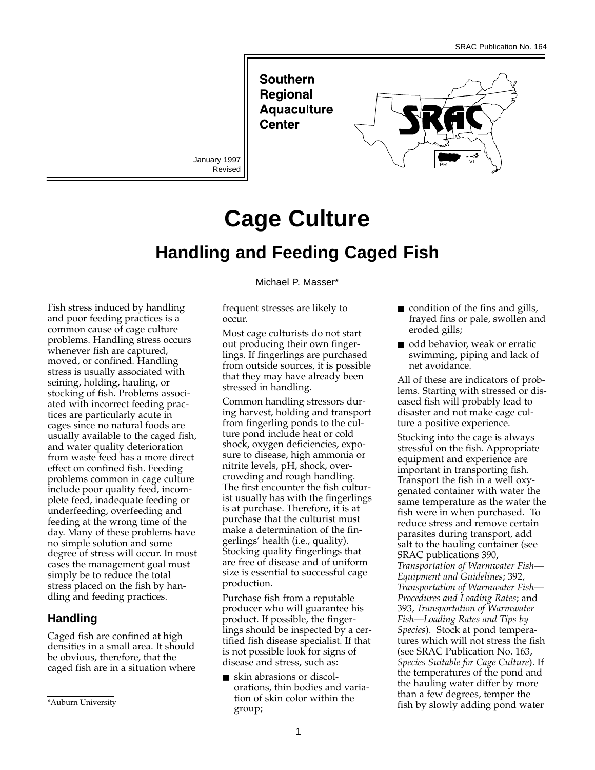SRAC Publication No. 164

Southern Regional Aquaculture Center

January 1997
Revised

# Cage Culture

## Handling and Feeding Caged Fish

Michael P. Masser*

Fish stress induced by handling and poor feeding practices is a common cause of cage culture problems. Handling stress occurs whenever fish are captured, moved, or confined. Handling stress is usually associated with seining, holding, hauling, or stocking of fish. Problems associated with incorrect feeding practices are particularly acute in cages since no natural foods are usually available to the caged fish, and water quality deterioration from waste feed has a more direct effect on confined fish. Feeding problems common in cage culture include poor quality feed, incomplete feed, inadequate feeding or underfeeding, overfeeding and feeding at the wrong time of the day. Many of these problems have no simple solution and some degree of stress will occur. In most cases the management goal must simply be to reduce the total stress placed on the fish by handling and feeding practices.

### Handling

Caged fish are confined at high densities in a small area. It should be obvious, therefore, that the caged fish are in a situation where frequent stresses are likely to occur.

Most cage culturists do not start out producing their own fingerlings. If fingerlings are purchased from outside sources, it is possible that they may have already been stressed in handling.

Common handling stressors during harvest, holding and transport from fingerling ponds to the culture pond include heat or cold shock, oxygen deficiencies, exposure to disease, high ammonia or nitrite levels, pH, shock, overcrowding and rough handling. The first encounter the fish culturist usually has with the fingerlings is at purchase. Therefore, it is at purchase that the culturist must make a determination of the fingerlings' health (i.e., quality). Stocking quality fingerlings that are free of disease and of uniform size is essential to successful cage production.

Purchase fish from a reputable producer who will guarantee his product. If possible, the fingerlings should be inspected by a certified fish disease specialist. If that is not possible look for signs of disease and stress, such as:

- skin abrasions or discolorations, thin bodies and variation of skin color within the group;
- condition of the fins and gills, frayed fins or pale, swollen and eroded gills;
- odd behavior, weak or erratic swimming, piping and lack of net avoidance.

All of these are indicators of problems. Starting with stressed or diseased fish will probably lead to disaster and not make cage culture a positive experience.

Stocking into the cage is always stressful on the fish. Appropriate equipment and experience are important in transporting fish. Transport the fish in a well oxygenated container with water the same temperature as the water the fish were in when purchased. To reduce stress and remove certain parasites during transport, add salt to the hauling container (see SRAC publications 390, *Transportation of Warmwater Fish—Equipment and Guidelines*; 392, *Transportation of Warmwater Fish—Procedures and Loading Rates*; and 393, *Transportation of Warmwater Fish—Loading Rates and Tips by Species*). Stock at pond temperatures which will not stress the fish (see SRAC Publication No. 163, *Species Suitable for Cage Culture*). If the temperatures of the pond and the hauling water differ by more than a few degrees, temper the fish by slowly adding pond water

*Auburn University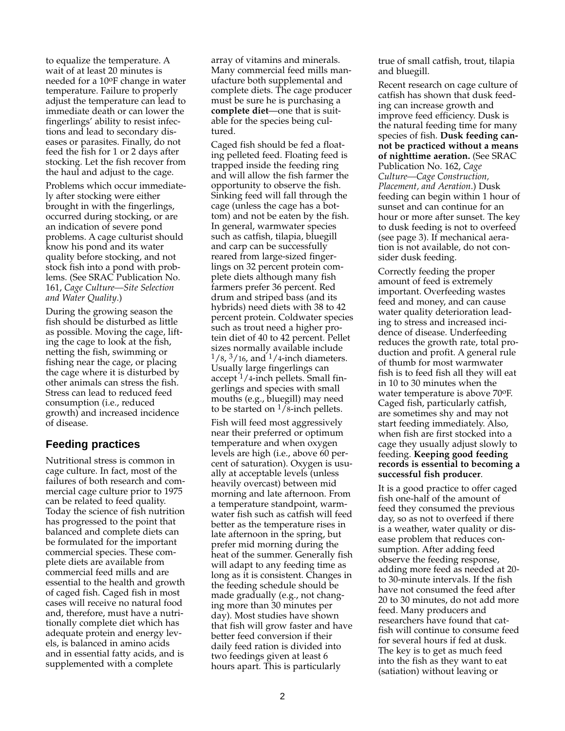to equalize the temperature. A wait of at least 20 minutes is needed for a 10ºF change in water temperature. Failure to properly adjust the temperature can lead to immediate death or can lower the fingerlings' ability to resist infections and lead to secondary diseases or parasites. Finally, do not feed the fish for 1 or 2 days after stocking. Let the fish recover from the haul and adjust to the cage.

Problems which occur immediately after stocking were either brought in with the fingerlings, occurred during stocking, or are an indication of severe pond problems. A cage culturist should know his pond and its water quality before stocking, and not stock fish into a pond with problems. (See SRAC Publication No. 161, *Cage Culture—Site Selection and Water Quality*.)

During the growing season the fish should be disturbed as little as possible. Moving the cage, lifting the cage to look at the fish, netting the fish, swimming or fishing near the cage, or placing the cage where it is disturbed by other animals can stress the fish. Stress can lead to reduced feed consumption (i.e., reduced growth) and increased incidence of disease.

## Feeding practices

Nutritional stress is common in cage culture. In fact, most of the failures of both research and commercial cage culture prior to 1975 can be related to feed quality. Today the science of fish nutrition has progressed to the point that balanced and complete diets can be formulated for the important commercial species. These complete diets are available from commercial feed mills and are essential to the health and growth of caged fish. Caged fish in most cases will receive no natural food and, therefore, must have a nutritionally complete diet which has adequate protein and energy levels, is balanced in amino acids and in essential fatty acids, and is supplemented with a complete array of vitamins and minerals. Many commercial feed mills manufacture both supplemental and complete diets. The cage producer must be sure he is purchasing a **complete diet**—one that is suitable for the species being cultured.

Caged fish should be fed a floating pelleted feed. Floating feed is trapped inside the feeding ring and will allow the fish farmer the opportunity to observe the fish. Sinking feed will fall through the cage (unless the cage has a bottom) and not be eaten by the fish. In general, warmwater species such as catfish, tilapia, bluegill and carp can be successfully reared from large-sized fingerlings on 32 percent protein complete diets although many fish farmers prefer 36 percent. Red drum and striped bass (and its hybrids) need diets with 38 to 42 percent protein. Coldwater species such as trout need a higher protein diet of 40 to 42 percent. Pellet sizes normally available include 1/8, 3/16, and 1/4-inch diameters. Usually large fingerlings can accept 1/4-inch pellets. Small fingerlings and species with small mouths (e.g., bluegill) may need to be started on 1/8-inch pellets.

Fish will feed most aggressively near their preferred or optimum temperature and when oxygen levels are high (i.e., above 60 percent of saturation). Oxygen is usually at acceptable levels (unless heavily overcast) between mid morning and late afternoon. From a temperature standpoint, warmwater fish such as catfish will feed better as the temperature rises in late afternoon in the spring, but prefer mid morning during the heat of the summer. Generally fish will adapt to any feeding time as long as it is consistent. Changes in the feeding schedule should be made gradually (e.g., not changing more than 30 minutes per day). Most studies have shown that fish will grow faster and have better feed conversion if their daily feed ration is divided into two feedings given at least 6 hours apart. This is particularly true of small catfish, trout, tilapia and bluegill.

Recent research on cage culture of catfish has shown that dusk feeding can increase growth and improve feed efficiency. Dusk is the natural feeding time for many species of fish. **Dusk feeding cannot be practiced without a means of nighttime aeration.** (See SRAC Publication No. 162, *Cage Culture—Cage Construction, Placement, and Aeration*.) Dusk feeding can begin within 1 hour of sunset and can continue for an hour or more after sunset. The key to dusk feeding is not to overfeed (see page 3). If mechanical aeration is not available, do not consider dusk feeding.

Correctly feeding the proper amount of feed is extremely important. Overfeeding wastes feed and money, and can cause water quality deterioration leading to stress and increased incidence of disease. Underfeeding reduces the growth rate, total production and profit. A general rule of thumb for most warmwater fish is to feed fish all they will eat in 10 to 30 minutes when the water temperature is above 70ºF. Caged fish, particularly catfish, are sometimes shy and may not start feeding immediately. Also, when fish are first stocked into a cage they usually adjust slowly to feeding. **Keeping good feeding records is essential to becoming a successful fish producer**.

It is a good practice to offer caged fish one-half of the amount of feed they consumed the previous day, so as not to overfeed if there is a weather, water quality or disease problem that reduces consumption. After adding feed observe the feeding response, adding more feed as needed at 20- to 30-minute intervals. If the fish have not consumed the feed after 20 to 30 minutes, do not add more feed. Many producers and researchers have found that catfish will continue to consume feed for several hours if fed at dusk. The key is to get as much feed into the fish as they want to eat (satiation) without leaving or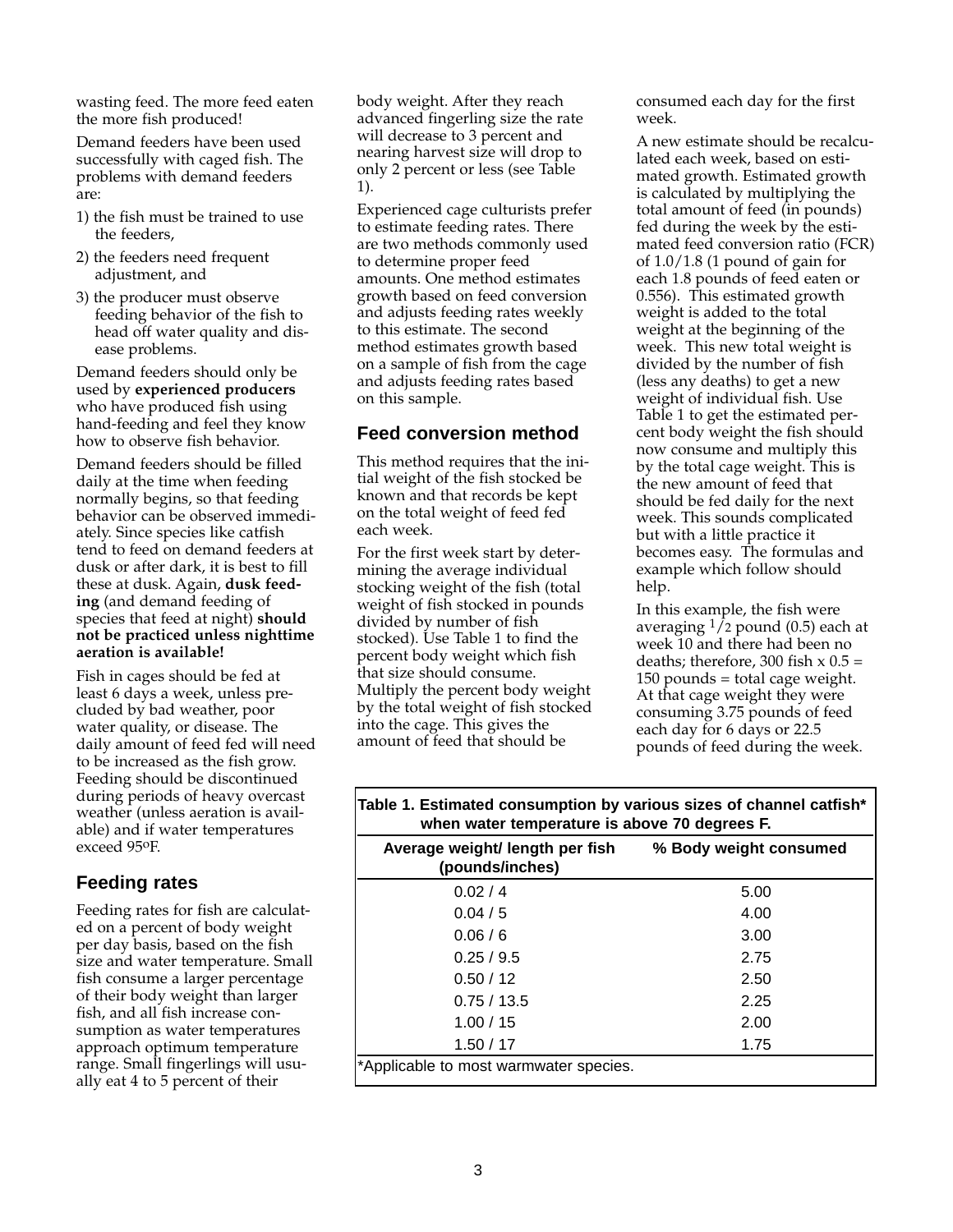wasting feed. The more feed eaten the more fish produced!

Demand feeders have been used successfully with caged fish. The problems with demand feeders are:

1) the fish must be trained to use the feeders,
2) the feeders need frequent adjustment, and
3) the producer must observe feeding behavior of the fish to head off water quality and disease problems.

Demand feeders should only be used by **experienced producers** who have produced fish using hand-feeding and feel they know how to observe fish behavior.

Demand feeders should be filled daily at the time when feeding normally begins, so that feeding behavior can be observed immediately. Since species like catfish tend to feed on demand feeders at dusk or after dark, it is best to fill these at dusk. Again, **dusk feeding** (and demand feeding of species that feed at night) **should not be practiced unless nighttime aeration is available!**

Fish in cages should be fed at least 6 days a week, unless precluded by bad weather, poor water quality, or disease. The daily amount of feed fed will need to be increased as the fish grow. Feeding should be discontinued during periods of heavy overcast weather (unless aeration is available) and if water temperatures exceed 95°F.

## Feeding rates

Feeding rates for fish are calculated on a percent of body weight per day basis, based on the fish size and water temperature. Small fish consume a larger percentage of their body weight than larger fish, and all fish increase consumption as water temperatures approach optimum temperature range. Small fingerlings will usually eat 4 to 5 percent of their body weight. After they reach advanced fingerling size the rate will decrease to 3 percent and nearing harvest size will drop to only 2 percent or less (see Table 1).

Experienced cage culturists prefer to estimate feeding rates. There are two methods commonly used to determine proper feed amounts. One method estimates growth based on feed conversion and adjusts feeding rates weekly to this estimate. The second method estimates growth based on a sample of fish from the cage and adjusts feeding rates based on this sample.

## Feed conversion method

This method requires that the initial weight of the fish stocked be known and that records be kept on the total weight of feed fed each week.

For the first week start by determining the average individual stocking weight of the fish (total weight of fish stocked in pounds divided by number of fish stocked). Use Table 1 to find the percent body weight which fish that size should consume. Multiply the percent body weight by the total weight of fish stocked into the cage. This gives the amount of feed that should be consumed each day for the first week.

A new estimate should be recalculated each week, based on estimated growth. Estimated growth is calculated by multiplying the total amount of feed (in pounds) fed during the week by the estimated feed conversion ratio (FCR) of 1.0/1.8 (1 pound of gain for each 1.8 pounds of feed eaten or 0.556). This estimated growth weight is added to the total weight at the beginning of the week. This new total weight is divided by the number of fish (less any deaths) to get a new weight of individual fish. Use Table 1 to get the estimated percent body weight the fish should now consume and multiply this by the total cage weight. This is the new amount of feed that should be fed daily for the next week. This sounds complicated but with a little practice it becomes easy. The formulas and example which follow should help.

In this example, the fish were averaging 1/2 pound (0.5) each at week 10 and there had been no deaths; therefore, 300 fish x 0.5 = 150 pounds = total cage weight. At that cage weight they were consuming 3.75 pounds of feed each day for 6 days or 22.5 pounds of feed during the week.

**Table 1. Estimated consumption by various sizes of channel catfish* when water temperature is above 70 degrees F.**

| Average weight/ length per fish (pounds/inches) | % Body weight consumed |
|---|---|
| 0.02 / 4 | 5.00 |
| 0.04 / 5 | 4.00 |
| 0.06 / 6 | 3.00 |
| 0.25 / 9.5 | 2.75 |
| 0.50 / 12 | 2.50 |
| 0.75 / 13.5 | 2.25 |
| 1.00 / 15 | 2.00 |
| 1.50 / 17 | 1.75 |

*Applicable to most warmwater species.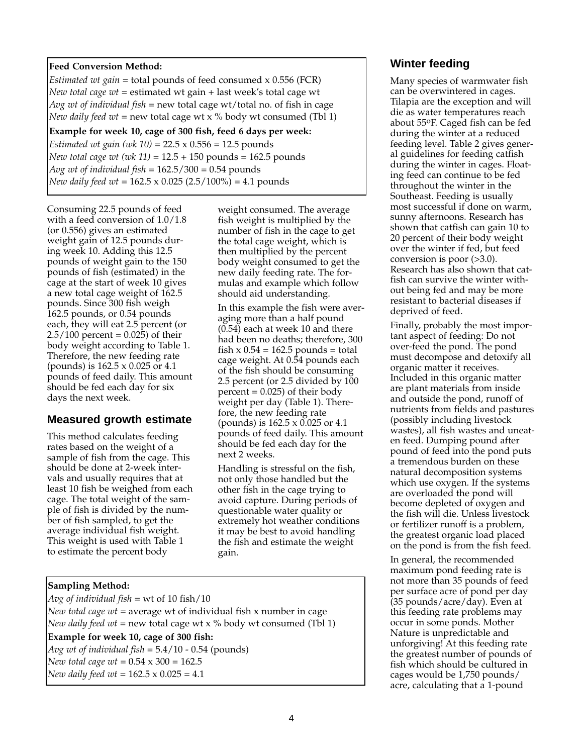**Feed Conversion Method:**

*Estimated wt gain* = total pounds of feed consumed x 0.556 (FCR)
*New total cage wt* = estimated wt gain + last week's total cage wt
*Avg wt of individual fish* = new total cage wt/total no. of fish in cage
*New daily feed wt* = new total cage wt x % body wt consumed (Tbl 1)

**Example for week 10, cage of 300 fish, feed 6 days per week:**

*Estimated wt gain (wk 10)* = 22.5 x 0.556 = 12.5 pounds
*New total cage wt (wk 11)* = 12.5 + 150 pounds = 162.5 pounds
*Avg wt of individual fish* = 162.5/300 = 0.54 pounds
*New daily feed wt* = 162.5 x 0.025 (2.5/100%) = 4.1 pounds

Consuming 22.5 pounds of feed with a feed conversion of 1.0/1.8 (or 0.556) gives an estimated weight gain of 12.5 pounds during week 10. Adding this 12.5 pounds of weight gain to the 150 pounds of fish (estimated) in the cage at the start of week 10 gives a new total cage weight of 162.5 pounds. Since 300 fish weigh 162.5 pounds, or 0.54 pounds each, they will eat 2.5 percent (or 2.5/100 percent = 0.025) of their body weight according to Table 1. Therefore, the new feeding rate (pounds) is 162.5 x 0.025 or 4.1 pounds of feed daily. This amount should be fed each day for six days the next week.

## Measured growth estimate

This method calculates feeding rates based on the weight of a sample of fish from the cage. This should be done at 2-week intervals and usually requires that at least 10 fish be weighed from each cage. The total weight of the sample of fish is divided by the number of fish sampled, to get the average individual fish weight. This weight is used with Table 1 to estimate the percent body weight consumed. The average fish weight is multiplied by the number of fish in the cage to get the total cage weight, which is then multiplied by the percent body weight consumed to get the new daily feeding rate. The formulas and example which follow should aid understanding.

In this example the fish were averaging more than a half pound (0.54) each at week 10 and there had been no deaths; therefore, 300 fish x 0.54 = 162.5 pounds = total cage weight. At 0.54 pounds each of the fish should be consuming 2.5 percent (or 2.5 divided by 100 percent = 0.025) of their body weight per day (Table 1). Therefore, the new feeding rate (pounds) is 162.5 x 0.025 or 4.1 pounds of feed daily. This amount should be fed each day for the next 2 weeks.

Handling is stressful on the fish, not only those handled but the other fish in the cage trying to avoid capture. During periods of questionable water quality or extremely hot weather conditions it may be best to avoid handling the fish and estimate the weight gain.

**Sampling Method:**

*Avg of individual fish* = wt of 10 fish/10
*New total cage wt* = average wt of individual fish x number in cage
*New daily feed wt* = new total cage wt x % body wt consumed (Tbl 1)

**Example for week 10, cage of 300 fish:**

*Avg wt of individual fish* = 5.4/10 - 0.54 (pounds)
*New total cage wt* = 0.54 x 300 = 162.5
*New daily feed wt* = 162.5 x 0.025 = 4.1

## Winter feeding

Many species of warmwater fish can be overwintered in cages. Tilapia are the exception and will die as water temperatures reach about 55ºF. Caged fish can be fed during the winter at a reduced feeding level. Table 2 gives general guidelines for feeding catfish during the winter in cages. Floating feed can continue to be fed throughout the winter in the Southeast. Feeding is usually most successful if done on warm, sunny afternoons. Research has shown that catfish can gain 10 to 20 percent of their body weight over the winter if fed, but feed conversion is poor (>3.0). Research has also shown that catfish can survive the winter without being fed and may be more resistant to bacterial diseases if deprived of feed.

Finally, probably the most important aspect of feeding: Do not over-feed the pond. The pond must decompose and detoxify all organic matter it receives. Included in this organic matter are plant materials from inside and outside the pond, runoff of nutrients from fields and pastures (possibly including livestock wastes), all fish wastes and uneaten feed. Dumping pound after pound of feed into the pond puts a tremendous burden on these natural decomposition systems which use oxygen. If the systems are overloaded the pond will become depleted of oxygen and the fish will die. Unless livestock or fertilizer runoff is a problem, the greatest organic load placed on the pond is from the fish feed.

In general, the recommended maximum pond feeding rate is not more than 35 pounds of feed per surface acre of pond per day (35 pounds/acre/day). Even at this feeding rate problems may occur in some ponds. Mother Nature is unpredictable and unforgiving! At this feeding rate the greatest number of pounds of fish which should be cultured in cages would be 1,750 pounds/acre, calculating that a 1-pound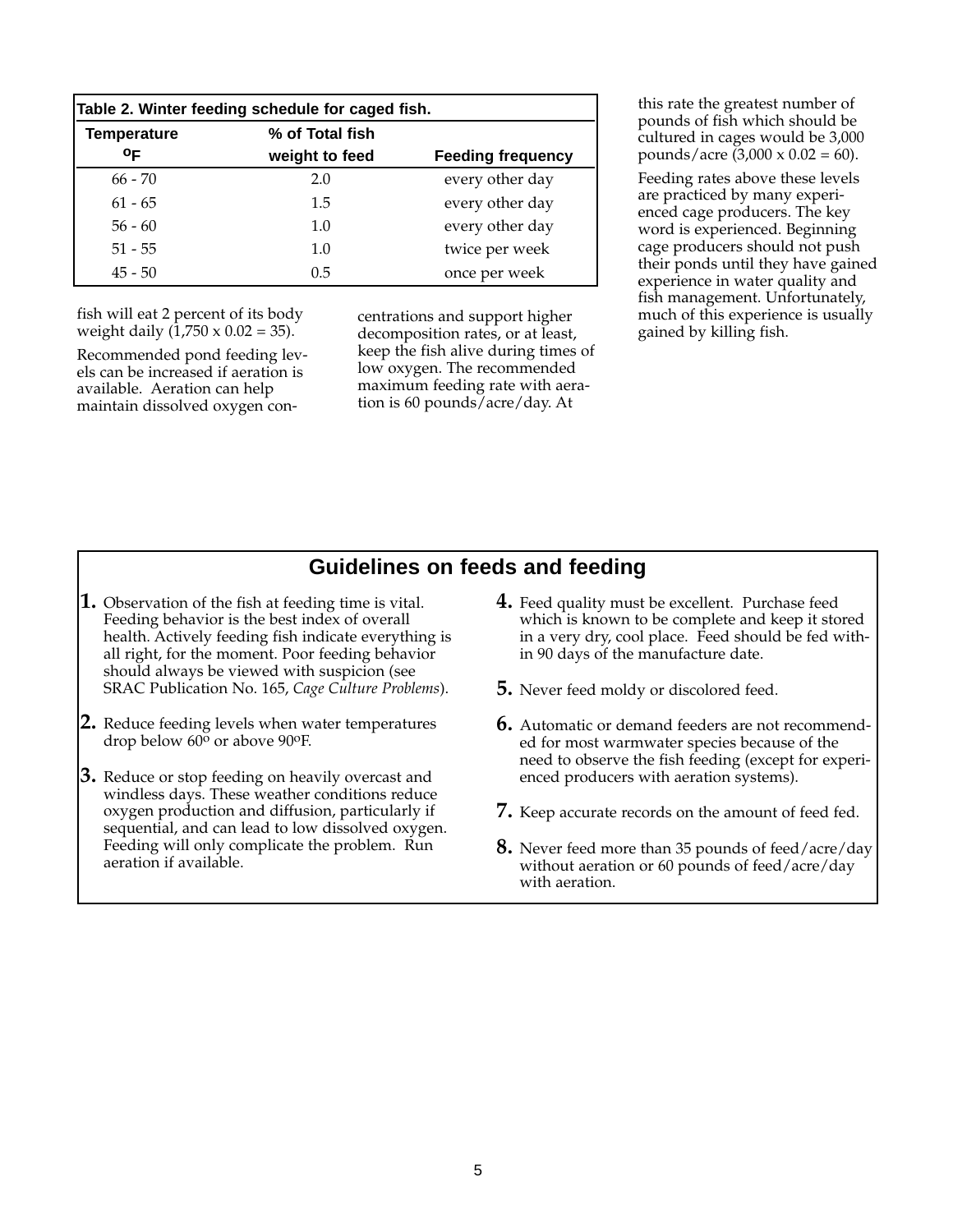**Table 2. Winter feeding schedule for caged fish.**

| Temperature °F | % of Total fish weight to feed | Feeding frequency |
|---|---|---|
| 66 - 70 | 2.0 | every other day |
| 61 - 65 | 1.5 | every other day |
| 56 - 60 | 1.0 | every other day |
| 51 - 55 | 1.0 | twice per week |
| 45 - 50 | 0.5 | once per week |

fish will eat 2 percent of its body weight daily (1,750 x 0.02 = 35).

Recommended pond feeding levels can be increased if aeration is available. Aeration can help maintain dissolved oxygen concentrations and support higher decomposition rates, or at least, keep the fish alive during times of low oxygen. The recommended maximum feeding rate with aeration is 60 pounds/acre/day. At this rate the greatest number of pounds of fish which should be cultured in cages would be 3,000 pounds/acre (3,000 x 0.02 = 60).

Feeding rates above these levels are practiced by many experienced cage producers. The key word is experienced. Beginning cage producers should not push their ponds until they have gained experience in water quality and fish management. Unfortunately, much of this experience is usually gained by killing fish.

## Guidelines on feeds and feeding

**1.** Observation of the fish at feeding time is vital. Feeding behavior is the best index of overall health. Actively feeding fish indicate everything is all right, for the moment. Poor feeding behavior should always be viewed with suspicion (see SRAC Publication No. 165, *Cage Culture Problems*).

**2.** Reduce feeding levels when water temperatures drop below 60° or above 90°F.

**3.** Reduce or stop feeding on heavily overcast and windless days. These weather conditions reduce oxygen production and diffusion, particularly if sequential, and can lead to low dissolved oxygen. Feeding will only complicate the problem. Run aeration if available.

**4.** Feed quality must be excellent. Purchase feed which is known to be complete and keep it stored in a very dry, cool place. Feed should be fed within 90 days of the manufacture date.

**5.** Never feed moldy or discolored feed.

**6.** Automatic or demand feeders are not recommended for most warmwater species because of the need to observe the fish feeding (except for experienced producers with aeration systems).

**7.** Keep accurate records on the amount of feed fed.

**8.** Never feed more than 35 pounds of feed/acre/day without aeration or 60 pounds of feed/acre/day with aeration.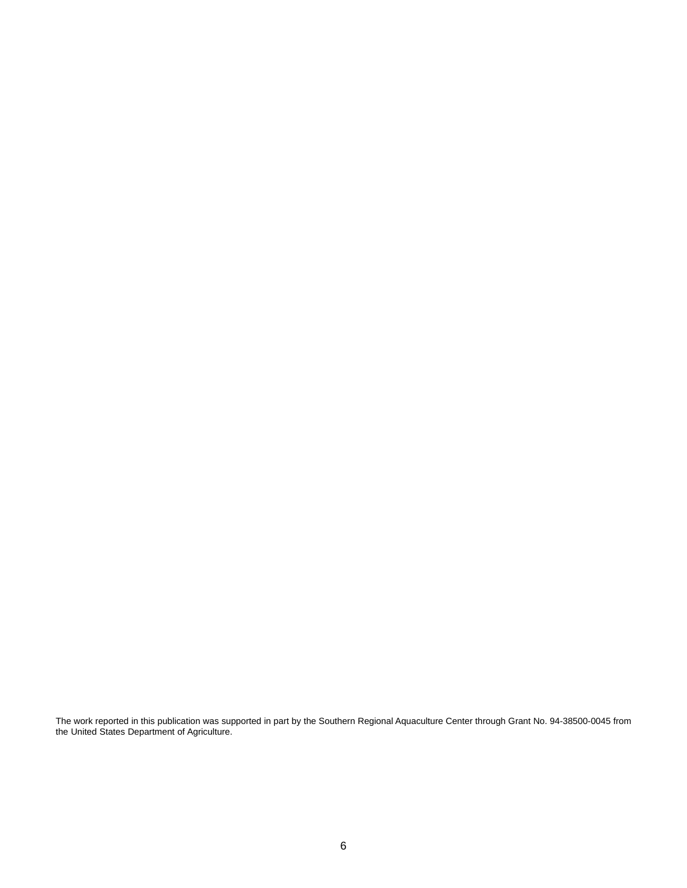The work reported in this publication was supported in part by the Southern Regional Aquaculture Center through Grant No. 94-38500-0045 from the United States Department of Agriculture.